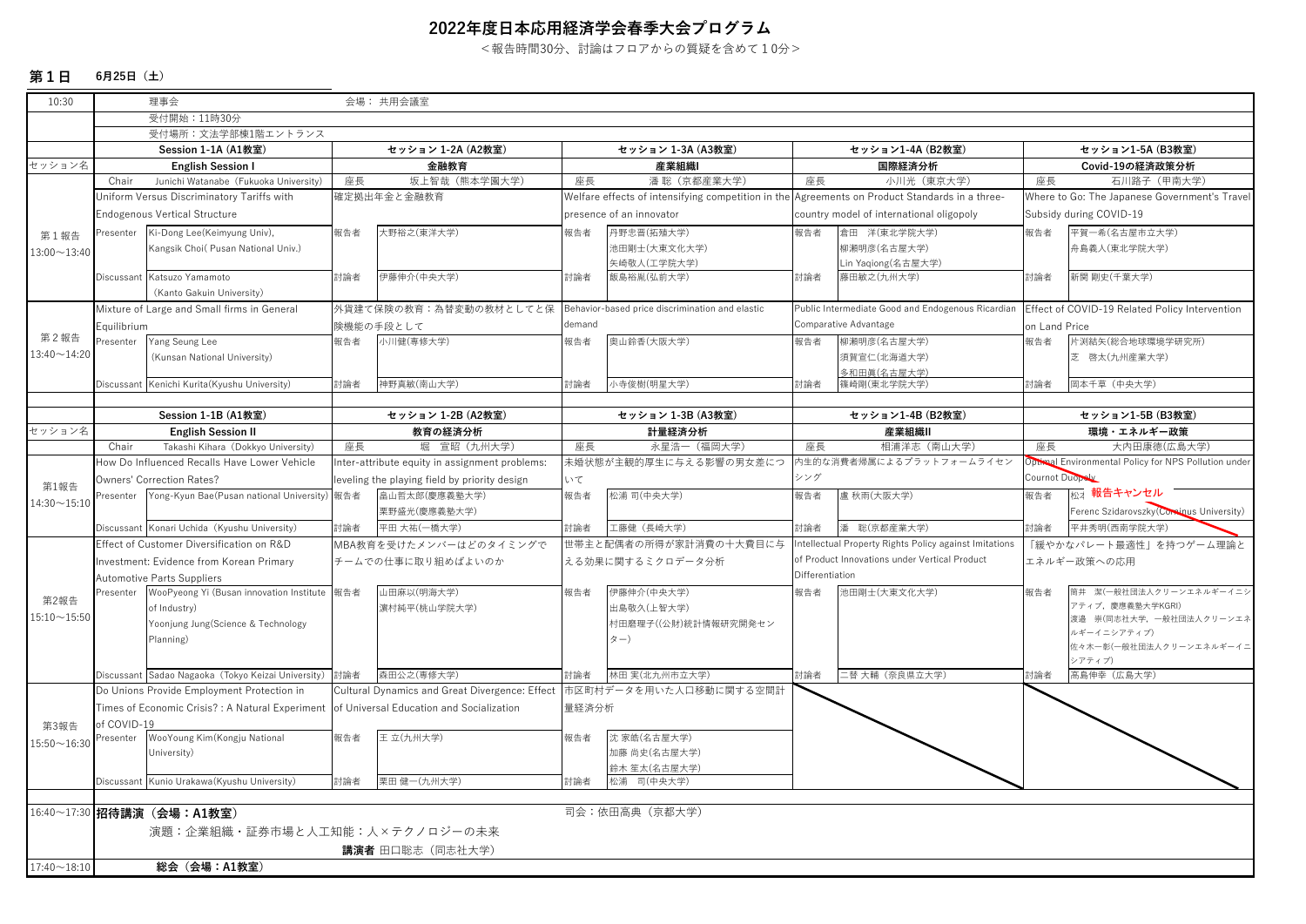# 2022年度日本応用経済学会春季大会プログラム

＜報告時間30分、討論はフロアからの質疑を含めて１0分＞

## 第１日　6月25日（土）

| 時間 | Session 1-1A (A1教室) | セッション 1-2A (A2教室) | セッション 1-3A (A3教室) | セッション1-4A (B2教室) | セッション1-5A (B3教室) |
|---|---|---|---|---|---|
| 10:30 | 理事会　会場：共用会議室 | | | | |
| | 受付開始：11時30分 | | | | |
| | 受付場所：文法学部棟1階エントランス | | | | |
| セッション名 | English Session I | 金融教育 | 産業組織I | 国際経済分析 | Covid-19の経済政策分析 |
| | Chair　Junichi Watanabe（Fukuoka University) | 座長　坂上智哉（熊本学園大学) | 座長　潘 聡（京都産業大学) | 座長　小川光（東京大学) | 座長　石川路子（甲南大学) |
| 第１報告 13:00～13:40 | Uniform Versus Discriminatory Tariffs with Endogenous Vertical Structure | 確定拠出年金と金融教育 | Welfare effects of intensifying competition in the presence of an innovator | Agreements on Product Standards in a three-country model of international oligopoly | Where to Go: The Japanese Government's Travel Subsidy during COVID-19 |
| | Presenter　Ki-Dong Lee(Keimyung Univ), Kangsik Choi( Pusan National Univ.) | 報告者　大野裕之(東洋大学) | 報告者　丹野忠晋(拓殖大学) 池田剛士(大東文化大学) 矢崎敬人(工学院大学) | 報告者　倉田 洋(東北学院大学) 柳瀬明彦(名古屋大学) Lin Yaqiong(名古屋大学) | 報告者　平賀一希(名古屋市立大学) 舟島義人(東北学院大学) |
| | Discussant　Katsuzo Yamamoto (Kanto Gakuin University) | 討論者　伊藤伸介(中央大学) | 討論者　飯島裕胤(弘前大学) | 討論者　藤田敏之(九州大学) | 討論者　新関 剛史(千葉大学) |
| 第２報告 13:40～14:20 | Mixture of Large and Small firms in General Equilibrium | 外貨建て保険の教育：為替変動の教材としてと保険機能の手段として | Behavior-based price discrimination and elastic demand | Public Intermediate Good and Endogenous Ricardian Comparative Advantage | Effect of COVID-19 Related Policy Intervention on Land Price |
| | Presenter　Yang Seung Lee (Kunsan National University) | 報告者　小川健(専修大学) | 報告者　奥山鈴香(大阪大学) | 報告者　柳瀬明彦(名古屋大学) 須賀宣仁(北海道大学) 多和田眞(名古屋大学) | 報告者　片渕結矢(総合地球環境学研究所) 芝 啓太(九州産業大学) |
| | Discussant　Kenichi Kurita(Kyushu University) | 討論者　神野真敏(南山大学) | 討論者　小寺俊樹(明星大学) | 討論者　篠崎剛(東北学院大学) | 討論者　岡本千草（中央大学) |

| 時間 | Session 1-1B (A1教室) | セッション 1-2B (A2教室) | セッション 1-3B (A3教室) | セッション1-4B (B2教室) | セッション1-5B (B3教室) |
|---|---|---|---|---|---|
| セッション名 | English Session II | 教育の経済分析 | 計量経済分析 | 産業組織II | 環境・エネルギー政策 |
| | Chair　Takashi Kihara（Dokkyo University) | 座長　堀 宣昭（九州大学) | 座長　永星浩一（福岡大学) | 座長　相浦洋志（南山大学) | 座長　大内田康徳(広島大学) |
| 第1報告 14:30～15:10 | How Do Influenced Recalls Have Lower Vehicle Owners' Correction Rates? | Inter-attribute equity in assignment problems: leveling the playing field by priority design | 未婚状態が主観的厚生に与える影響の男女差について | 内生的な消費者帰属によるプラットフォームライセンシング | Optimal Environmental Policy for NPS Pollution under Cournot Duopoly（報告キャンセル） |
| | Presenter　Yong-Kyun Bae(Pusan national University) | 報告者　畠山哲太郎(慶應義塾大学) 栗野盛光(慶應義塾大学) | 報告者　松浦 司(中央大学) | 報告者　盧 秋雨(大阪大学) | 報告者　松ネ Ferenc Szidarovszky(Corvinus University) |
| | Discussant　Konari Uchida（Kyushu University) | 討論者　平田 大祐(一橋大学) | 討論者　工藤健（長崎大学) | 討論者　潘 聡(京都産業大学) | 討論者　平井秀明(西南学院大学) |
| 第2報告 15:10～15:50 | Effect of Customer Diversification on R&D Investment: Evidence from Korean Primary Automotive Parts Suppliers | MBA教育を受けたメンバーはどのタイミングでチームでの仕事に取り組めばよいのか | 世帯主と配偶者の所得が家計消費の十大費目に与える効果に関するミクロデータ分析 | Intellectual Property Rights Policy against Imitations of Product Innovations under Vertical Product Differentiation | 「緩やかなパレート最適性」を持つゲーム理論とエネルギー政策への応用 |
| | Presenter　WooPyeong Yi (Busan innovation Institute of Industry) Yoonjung Jung(Science & Technology Planning) | 報告者　山田麻以(明海大学) 濵村純平(桃山学院大学) | 報告者　伊藤伸介(中央大学) 出島敬久(上智大学) 村田磨理子((公財)統計情報研究開発センター) | 報告者　池田剛士(大東文化大学) | 報告者　筒井 潔(一般社団法人クリーンエネルギーイニシアティブ，慶應義塾大学KGRI) 渡邉 崇(同志社大学，一般社団法人クリーンエネルギーイニシアティブ) 佐々木一彰(一般社団法人クリーンエネルギーイニシアティブ) |
| | Discussant　Sadao Nagaoka（Tokyo Keizai University) | 討論者　森田公之(専修大学) | 討論者　林田 実(北九州市立大学) | 討論者　二替 大輔（奈良県立大学) | 討論者　高島伸幸（広島大学) |
| 第3報告 15:50～16:30 | Do Unions Provide Employment Protection in Times of Economic Crisis? : A Natural Experiment of COVID-19 | Cultural Dynamics and Great Divergence: Effect of Universal Education and Socialization | 市区町村データを用いた人口移動に関する空間計量経済分析 | | |
| | Presenter　WooYoung Kim(Kongju National University) | 報告者　王 立(九州大学) | 報告者　沈 家皓(名古屋大学) 加藤 尚史(名古屋大学) 鈴木 笙太(名古屋大学) | | |
| | Discussant　Kunio Urakawa(Kyushu University) | 討論者　栗田 健一(九州大学) | 討論者　松浦 司(中央大学) | | |

16:40～17:30 **招待講演（会場：A1教室）**　司会：依田高典（京都大学）

演題：企業組織・証券市場と人工知能：人×テクノロジーの未来

**講演者** 田口聡志（同志社大学）

17:40～18:10 **総会（会場：A1教室）**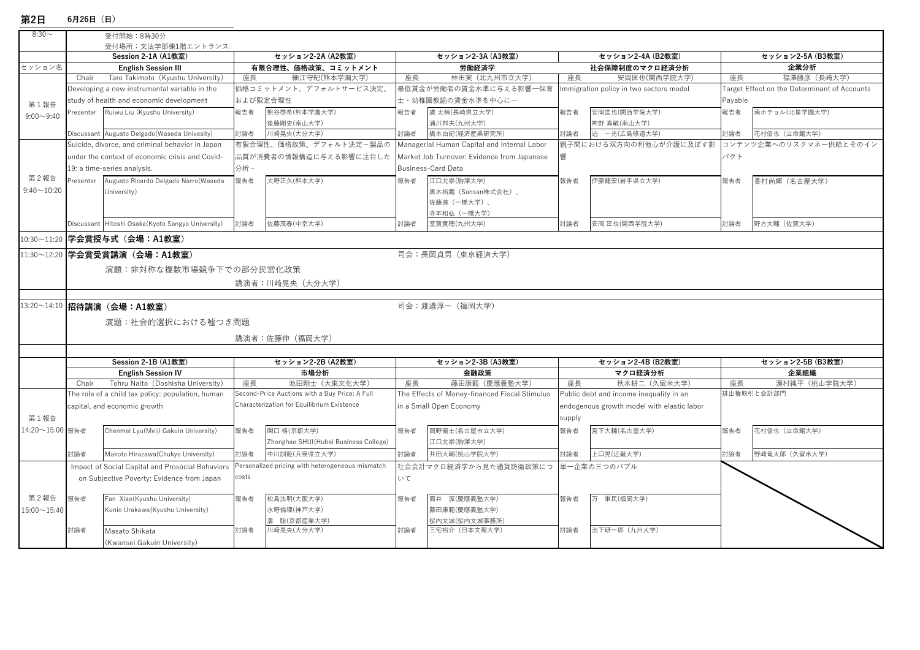## 第2日　6月26日（日）

| | | | | | |
|---|---|---|---|---|---|
| 8:30～ | 受付開始：8時30分<br>受付場所：文法学部棟1階エントランス | | | | |
| | **Session 2-1A (A1教室)** | **セッション2-2A (A2教室)** | **セッション2-3A (A3教室)** | **セッション2-4A (B2教室)** | **セッション2-5A (B3教室)** |
| セッション名 | **English Session III** | **有限合理性、価格政策、コミットメント** | **労働経済学** | **社会保障制度のマクロ経済分析** | **企業分析** |
| | Chair　Taro Takimoto (Kyushu University) | 座長　細江守紀(熊本学園大学) | 座長　林田実（北九州市立大学） | 座長　安岡匡也(関西学院大学) | 座長　福澤勝彦（長崎大学） |
| 第１報告<br>9:00～9:40 | Developing a new instrumental variable in the study of health and economic development | 価格コミットメント、デフォルトサービス決定、および限定合理性 | 最低賃金が労働者の賃金水準に与える影響ー保育士・幼稚園教諭の賃金水準を中心にー | Immigration policy in two sectors model | Target Effect on the Determinant of Accounts Payable |
| | Presenter　Ruiwu Liu (Kyushu University) | 報告者　熊谷啓希(熊本学園大学)<br>後藤剛史(南山大学) | 報告者　虞 尤楠(長崎県立大学)<br>浦川邦夫(九州大学) | 報告者　安岡匡也(関西学院大学)<br>神野 真敏(南山大学) | 報告者　南ホチョル(北星学園大学) |
| | Discussant　Augusto Delgado(Waseda Univesity) | 討論者　川崎晃央(大分大学) | 討論者　橋本由紀(経済産業研究所) | 討論者　迫　一光(広島修道大学) | 討論者　花村信也（立命館大学） |
| 第２報告<br>9:40～10:20 | Suicide, divorce, and criminal behavior in Japan under the context of economic crisis and Covid-19: a time-series analysis. | 有限合理性、価格政策、デフォルト決定－製品の品質が消費者の情報構造に与える影響に注目した分析－ | Managerial Human Capital and Internal Labor Market Job Turnover: Evidence from Japanese Business-Card Data | 親子間における双方向の利他心が介護に及ぼす影響 | コンテンツ企業へのリスクマネー供給とそのインパクト |
| | Presenter　Augusto Ricardo Delgado Narro(Waseda University) | 報告者　大野正久(熊本大学) | 報告者　江口允崇(駒澤大学)<br>黒木裕鷹（Sansan株式会社）、<br>佐藤進（一橋大学）、<br>寺本和弘（一橋大学） | 報告者　伊藤健宏(岩手県立大学) | 報告者　香村尚輝（名古屋大学） |
| | Discussant　Hitoshi Osaka(Kyoto Sangyo University) | 討論者　佐藤茂春(中京大学) | 討論者　室賀貴穂(九州大学) | 討論者　安岡 匡也(関西学院大学) | 討論者　野方大輔（佐賀大学） |
| 10:30～11:20 | **学会賞授与式（会場：A1教室）** | | | | |
| 11:30～12:20 | **学会賞受賞講演（会場：A1教室）**<br>演題：非対称な複数市場競争下での部分民営化政策<br>講演者：川崎晃央（大分大学） | | 司会：長岡貞男（東京経済大学） | | |
| 13:20～14:10 | **招待講演（会場：A1教室）**<br>演題：社会的選択における嘘つき問題<br>講演者：佐藤伸（福岡大学） | | 司会：渡邉淳一（福岡大学） | | |
| | **Session 2-1B (A1教室)** | **セッション2-2B (A2教室)** | **セッション2-3B (A3教室)** | **セッション2-4B (B2教室)** | **セッション2-5B (B3教室)** |
| | **English Session IV** | **市場分析** | **金融政策** | **マクロ経済分析** | **企業組織** |
| | Chair　Tohru Naito (Doshisha University) | 座長　池田剛士（大東文化大学） | 座長　藤田康範（慶應義塾大学） | 座長　秋本耕二（久留米大学） | 座長　濵村純平（桃山学院大学） |
| 第１報告<br>14:20～15:00 | The role of a child tax policy: population, human capital, and economic growth | Second-Price Auctions with a Buy Price: A Full Characterization for Equilibrium Existence | The Effects of Money-financed Fiscal Stimulus in a Small Open Economy | Public debt and income inequality in an endogenous growth model with elastic labor supply | 排出権取引と会計部門 |
| | 報告者　Chenmei Lyu(Meiji Gakuin University) | 報告者　関口 格(京都大学)<br>Zhonghao SHUI(Hubei Business College) | 報告者　岡野衛士(名古屋市立大学)<br>江口允崇(駒澤大学) | 報告者　宮下大輔(名古屋大学) | 報告者　花村信也（立命館大学） |
| | 討論者　Makoto Hirazawa(Chukyo University) | 討論者　中川訓範(兵庫県立大学) | 討論者　井田大輔(桃山学院大学) | 討論者　上口晃(近畿大学) | 討論者　野崎竜太郎（久留米大学） |
| 第２報告<br>15:00～15:40 | Impact of Social Capital and Prosocial Behaviors on Subjective Poverty: Evidence from Japan | Personalized pricing with heterogeneous mismatch costs | 社会会計マクロ経済学から見た通貨防衛政策について | 単一企業の三つのバブル | |
| | 報告者　Fan Xiao(Kyushu University)<br>Kunio Urakawa(Kyushu University) | 報告者　松島法明(大阪大学)<br>水野倫理(神戸大学)<br>潘　聡(京都産業大学) | 報告者　筒井　潔(慶應義塾大学)<br>藤田康範(慶應義塾大学)<br>桜内文城(桜内文城事務所) | 報告者　万　軍民(福岡大学) | |
| | 討論者　Masato Shikata (Kwansei Gakuin University) | 討論者　川崎晃央(大分大学) | 討論者　三宅裕介（日本文理大学） | 討論者　池下研一郎（九州大学） | |